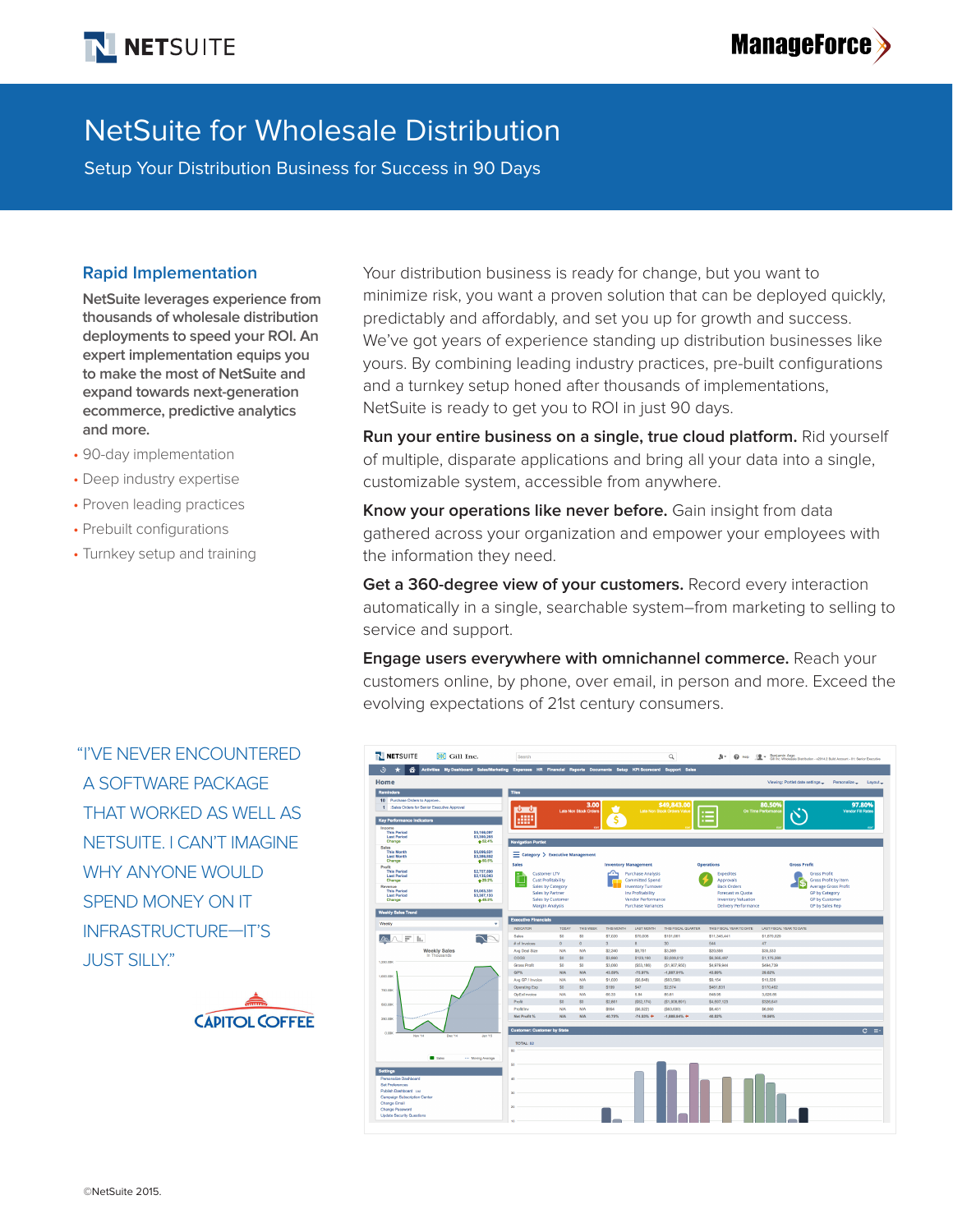# NetSuite for Wholesale Distribution

Setup Your Distribution Business for Success in 90 Days

## Rapid Implementation

**NetSuite leverages experience from thousands of wholesale distribution deployments to speed your ROI. An expert implementation equips you to make the most of NetSuite and expand towards next-generation ecommerce, predictive analytics and more.**

- 90-day implementation
- Deep industry expertise
- Proven leading practices
- Prebuilt configurations
- Turnkey setup and training

Your distribution business is ready for change, but you want to minimize risk, you want a proven solution that can be deployed quickly, predictably and affordably, and set you up for growth and success. We've got years of experience standing up distribution businesses like yours. By combining leading industry practices, pre-built configurations and a turnkey setup honed after thousands of implementations, NetSuite is ready to get you to ROI in just 90 days.

**Run your entire business on a single, true cloud platform.** Rid yourself of multiple, disparate applications and bring all your data into a single, customizable system, accessible from anywhere.

**Know your operations like never before.** Gain insight from data gathered across your organization and empower your employees with the information they need.

**Get a 360-degree view of your customers.** Record every interaction automatically in a single, searchable system—from marketing to selling to service and support.

**Engage users everywhere with omnichannel commerce.** Reach your customers online, by phone, over email, in person and more. Exceed the evolving expectations of 21st century consumers.

"I'VE NEVER ENCOUNTERED A SOFTWARE PACKAGE THAT WORKED AS WELL AS NETSUITE. I CAN'T IMAGINE WHY ANYONE WOULD SPEND MONEY ON IT INFRASTRUCTURE—IT'S JUST SILLY."

CAPITOL COFFEE

©NetSuite 2015.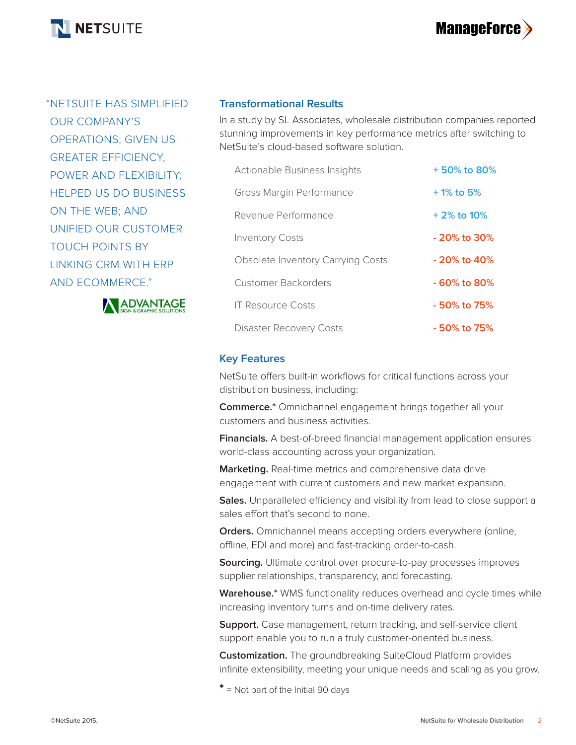"NETSUITE HAS SIMPLIFIED OUR COMPANY'S OPERATIONS; GIVEN US GREATER EFFICIENCY, POWER AND FLEXIBILITY; HELPED US DO BUSINESS ON THE WEB; AND UNIFIED OUR CUSTOMER TOUCH POINTS BY LINKING CRM WITH ERP AND ECOMMERCE."

ADVANTAGE SIGN & GRAPHIC SOLUTIONS

## Transformational Results

In a study by SL Associates, wholesale distribution companies reported stunning improvements in key performance metrics after switching to NetSuite's cloud-based software solution.

| | |
|---|---|
| Actionable Business Insights | + 50% to 80% |
| Gross Margin Performance | + 1% to 5% |
| Revenue Performance | + 2% to 10% |
| Inventory Costs | - 20% to 30% |
| Obsolete Inventory Carrying Costs | - 20% to 40% |
| Customer Backorders | - 60% to 80% |
| IT Resource Costs | - 50% to 75% |
| Disaster Recovery Costs | - 50% to 75% |

## Key Features

NetSuite offers built-in workflows for critical functions across your distribution business, including:

**Commerce.*** Omnichannel engagement brings together all your customers and business activities.

**Financials.** A best-of-breed financial management application ensures world-class accounting across your organization.

**Marketing.** Real-time metrics and comprehensive data drive engagement with current customers and new market expansion.

**Sales.** Unparalleled efficiency and visibility from lead to close support a sales effort that's second to none.

**Orders.** Omnichannel means accepting orders everywhere (online, offline, EDI and more) and fast-tracking order-to-cash.

**Sourcing.** Ultimate control over procure-to-pay processes improves supplier relationships, transparency, and forecasting.

**Warehouse.*** WMS functionality reduces overhead and cycle times while increasing inventory turns and on-time delivery rates.

**Support.** Case management, return tracking, and self-service client support enable you to run a truly customer-oriented business.

**Customization.** The groundbreaking SuiteCloud Platform provides infinite extensibility, meeting your unique needs and scaling as you grow.

* = Not part of the Initial 90 days

©NetSuite 2015.